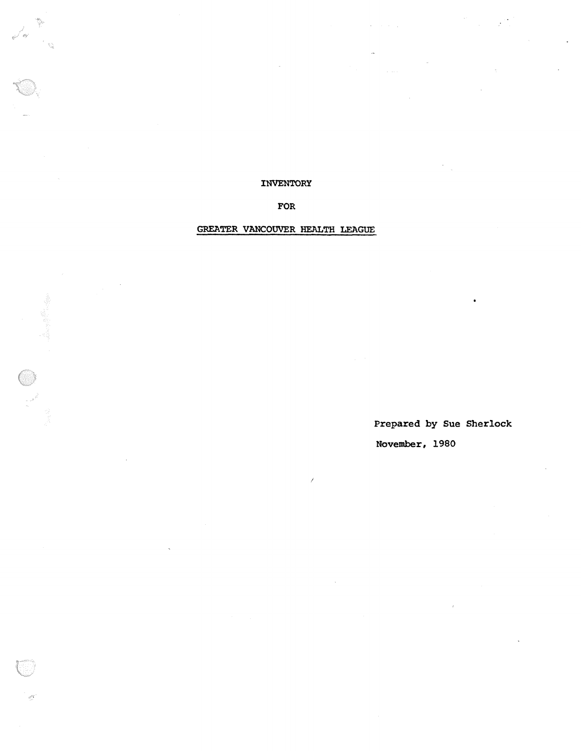# INVENTORY

# FOR

# GREATER VANCOUVER HEALTH LEAGUE

Prepared by Sue Sherlock

November, 1980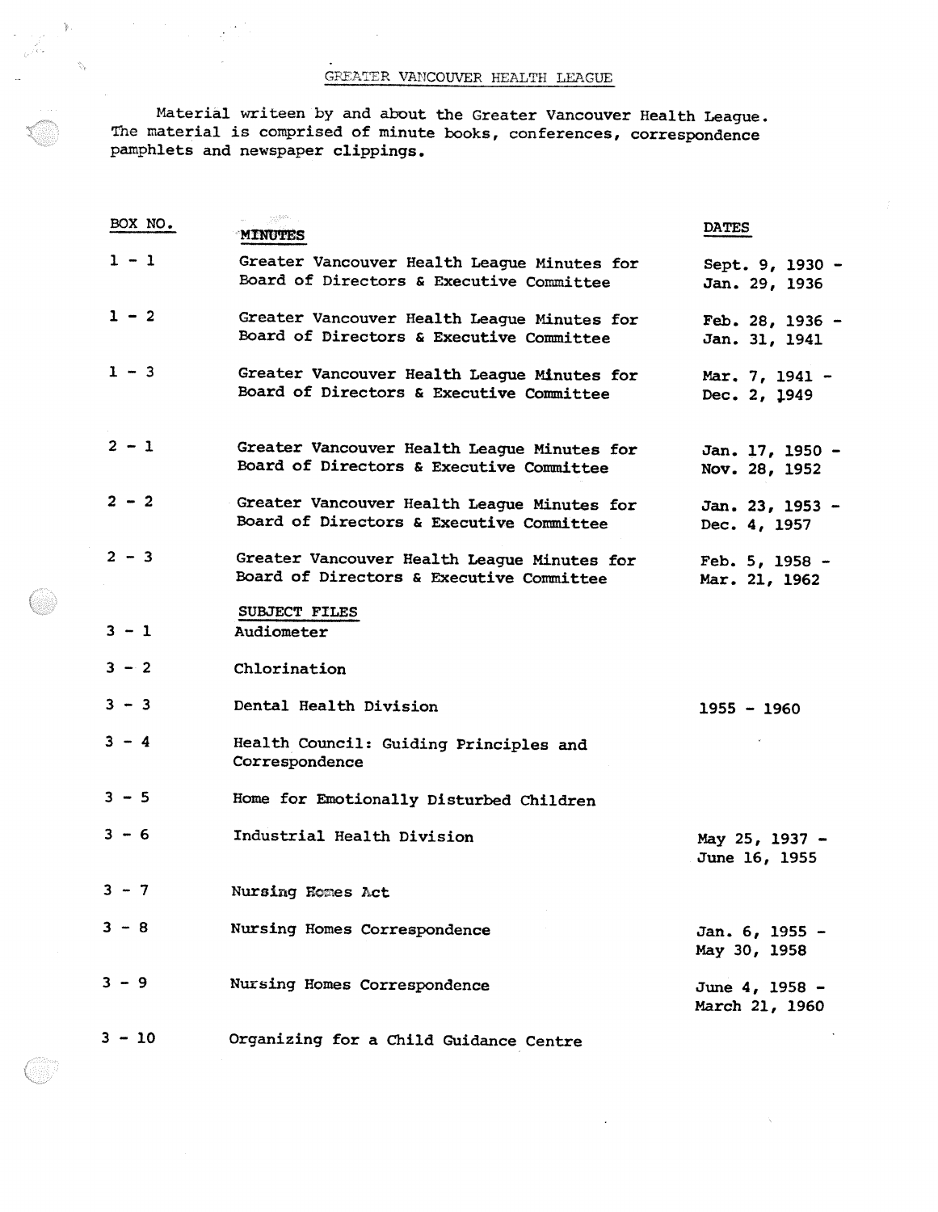# GREATER VANCOUVER HEALTH LEAGUE

Material writeen by and about the Greater Vancouver Health League. The material is comprised of minute books, conferences, correspondence pamphlets and newspaper clippings.

| BOX NO. | MINUTES | DATES |
|---|---|---|
| 1 - 1 | Greater Vancouver Health League Minutes for Board of Directors & Executive Committee | Sept. 9, 1930 - Jan. 29, 1936 |
| 1 - 2 | Greater Vancouver Health League Minutes for Board of Directors & Executive Committee | Feb. 28, 1936 - Jan. 31, 1941 |
| 1 - 3 | Greater Vancouver Health League Minutes for Board of Directors & Executive Committee | Mar. 7, 1941 - Dec. 2, 1949 |
| 2 - 1 | Greater Vancouver Health League Minutes for Board of Directors & Executive Committee | Jan. 17, 1950 - Nov. 28, 1952 |
| 2 - 2 | Greater Vancouver Health League Minutes for Board of Directors & Executive Committee | Jan. 23, 1953 - Dec. 4, 1957 |
| 2 - 3 | Greater Vancouver Health League Minutes for Board of Directors & Executive Committee | Feb. 5, 1958 - Mar. 21, 1962 |
| | **SUBJECT FILES** | |
| 3 - 1 | Audiometer | |
| 3 - 2 | Chlorination | |
| 3 - 3 | Dental Health Division | 1955 - 1960 |
| 3 - 4 | Health Council: Guiding Principles and Correspondence | |
| 3 - 5 | Home for Emotionally Disturbed Children | |
| 3 - 6 | Industrial Health Division | May 25, 1937 - June 16, 1955 |
| 3 - 7 | Nursing Homes Act | |
| 3 - 8 | Nursing Homes Correspondence | Jan. 6, 1955 - May 30, 1958 |
| 3 - 9 | Nursing Homes Correspondence | June 4, 1958 - March 21, 1960 |
| 3 - 10 | Organizing for a Child Guidance Centre | |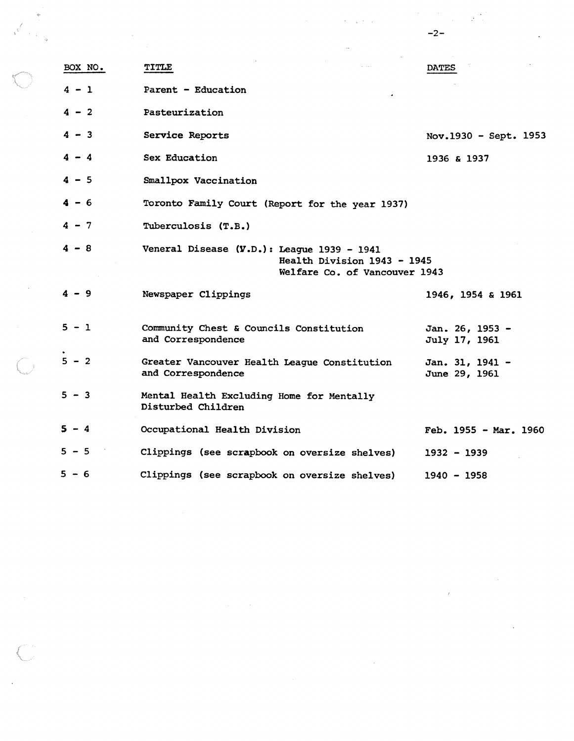| BOX NO. | TITLE | DATES |
|---|---|---|
| 4 - 1 | Parent - Education | |
| 4 - 2 | Pasteurization | |
| 4 - 3 | Service Reports | Nov.1930 - Sept. 1953 |
| 4 - 4 | Sex Education | 1936 & 1937 |
| 4 - 5 | Smallpox Vaccination | |
| 4 - 6 | Toronto Family Court (Report for the year 1937) | |
| 4 - 7 | Tuberculosis (T.B.) | |
| 4 - 8 | Veneral Disease (V.D.): League 1939 - 1941<br>Health Division 1943 - 1945<br>Welfare Co. of Vancouver 1943 | |
| 4 - 9 | Newspaper Clippings | 1946, 1954 & 1961 |
| 5 - 1 | Community Chest & Councils Constitution and Correspondence | Jan. 26, 1953 - July 17, 1961 |
| 5 - 2 | Greater Vancouver Health League Constitution and Correspondence | Jan. 31, 1941 - June 29, 1961 |
| 5 - 3 | Mental Health Excluding Home for Mentally Disturbed Children | |
| 5 - 4 | Occupational Health Division | Feb. 1955 - Mar. 1960 |
| 5 - 5 | Clippings (see scrapbook on oversize shelves) | 1932 - 1939 |
| 5 - 6 | Clippings (see scrapbook on oversize shelves) | 1940 - 1958 |